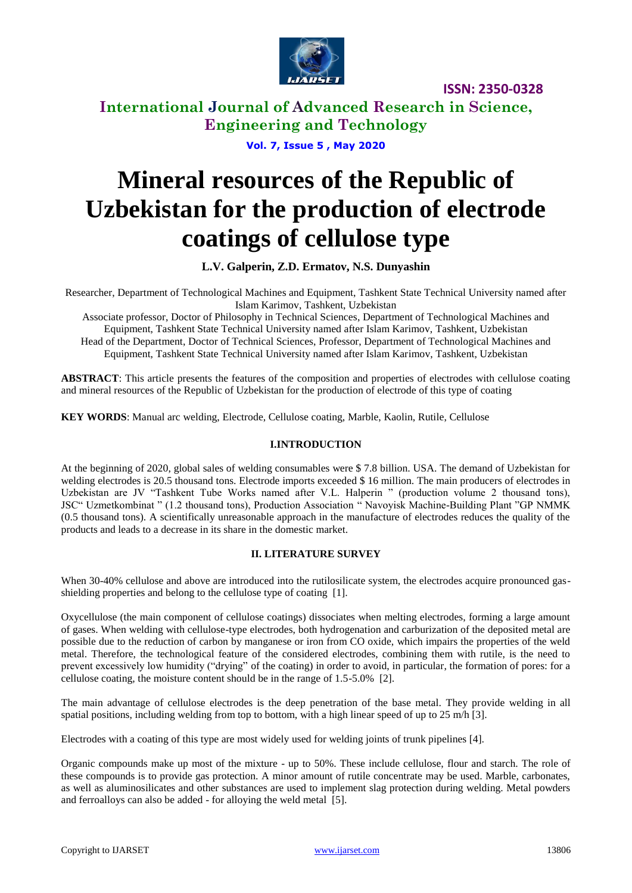# Mineral resources of the Republic of Uzbekistan for the production of electrode coatings of cellulose type

**L.V. Galperin, Z.D. Ermatov, N.S. Dunyashin**

Researcher, Department of Technological Machines and Equipment, Tashkent State Technical University named after Islam Karimov, Tashkent, Uzbekistan

Associate professor, Doctor of Philosophy in Technical Sciences, Department of Technological Machines and Equipment, Tashkent State Technical University named after Islam Karimov, Tashkent, Uzbekistan

Head of the Department, Doctor of Technical Sciences, Professor, Department of Technological Machines and Equipment, Tashkent State Technical University named after Islam Karimov, Tashkent, Uzbekistan

**ABSTRACT**: This article presents the features of the composition and properties of electrodes with cellulose coating and mineral resources of the Republic of Uzbekistan for the production of electrode of this type of coating

**KEY WORDS**: Manual arc welding, Electrode, Cellulose coating, Marble, Kaolin, Rutile, Cellulose

## I.INTRODUCTION

At the beginning of 2020, global sales of welding consumables were $ 7.8 billion. USA. The demand of Uzbekistan for welding electrodes is 20.5 thousand tons. Electrode imports exceeded $ 16 million. The main producers of electrodes in Uzbekistan are JV "Tashkent Tube Works named after V.L. Halperin " (production volume 2 thousand tons), JSC" Uzmetkombinat " (1.2 thousand tons), Production Association " Navoyisk Machine-Building Plant "GP NMMK (0.5 thousand tons). A scientifically unreasonable approach in the manufacture of electrodes reduces the quality of the products and leads to a decrease in its share in the domestic market.

## II. LITERATURE SURVEY

When 30-40% cellulose and above are introduced into the rutilosilicate system, the electrodes acquire pronounced gas-shielding properties and belong to the cellulose type of coating [1].

Oxycellulose (the main component of cellulose coatings) dissociates when melting electrodes, forming a large amount of gases. When welding with cellulose-type electrodes, both hydrogenation and carburization of the deposited metal are possible due to the reduction of carbon by manganese or iron from CO oxide, which impairs the properties of the weld metal. Therefore, the technological feature of the considered electrodes, combining them with rutile, is the need to prevent excessively low humidity ("drying" of the coating) in order to avoid, in particular, the formation of pores: for a cellulose coating, the moisture content should be in the range of 1.5-5.0% [2].

The main advantage of cellulose electrodes is the deep penetration of the base metal. They provide welding in all spatial positions, including welding from top to bottom, with a high linear speed of up to 25 m/h [3].

Electrodes with a coating of this type are most widely used for welding joints of trunk pipelines [4].

Organic compounds make up most of the mixture - up to 50%. These include cellulose, flour and starch. The role of these compounds is to provide gas protection. A minor amount of rutile concentrate may be used. Marble, carbonates, as well as aluminosilicates and other substances are used to implement slag protection during welding. Metal powders and ferroalloys can also be added - for alloying the weld metal [5].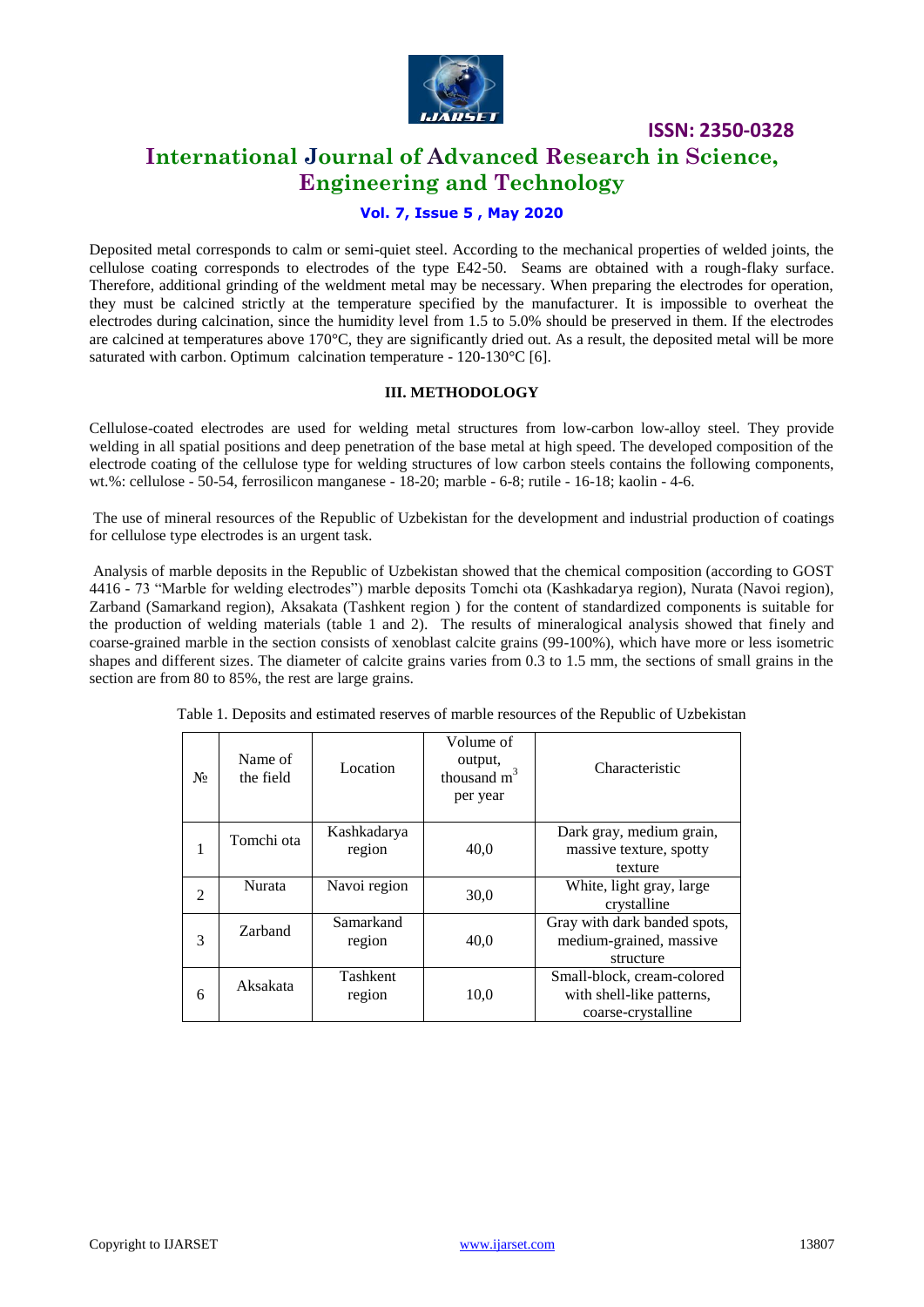Deposited metal corresponds to calm or semi-quiet steel. According to the mechanical properties of welded joints, the cellulose coating corresponds to electrodes of the type E42-50. Seams are obtained with a rough-flaky surface. Therefore, additional grinding of the weldment metal may be necessary. When preparing the electrodes for operation, they must be calcined strictly at the temperature specified by the manufacturer. It is impossible to overheat the electrodes during calcination, since the humidity level from 1.5 to 5.0% should be preserved in them. If the electrodes are calcined at temperatures above 170°C, they are significantly dried out. As a result, the deposited metal will be more saturated with carbon. Optimum calcination temperature - 120-130°C [6].

## III. METHODOLOGY

Cellulose-coated electrodes are used for welding metal structures from low-carbon low-alloy steel. They provide welding in all spatial positions and deep penetration of the base metal at high speed. The developed composition of the electrode coating of the cellulose type for welding structures of low carbon steels contains the following components, wt.%: cellulose - 50-54, ferrosilicon manganese - 18-20; marble - 6-8; rutile - 16-18; kaolin - 4-6.

The use of mineral resources of the Republic of Uzbekistan for the development and industrial production of coatings for cellulose type electrodes is an urgent task.

Analysis of marble deposits in the Republic of Uzbekistan showed that the chemical composition (according to GOST 4416 - 73 "Marble for welding electrodes") marble deposits Tomchi ota (Kashkadarya region), Nurata (Navoi region), Zarband (Samarkand region), Aksakata (Tashkent region ) for the content of standardized components is suitable for the production of welding materials (table 1 and 2). The results of mineralogical analysis showed that finely and coarse-grained marble in the section consists of xenoblast calcite grains (99-100%), which have more or less isometric shapes and different sizes. The diameter of calcite grains varies from 0.3 to 1.5 mm, the sections of small grains in the section are from 80 to 85%, the rest are large grains.

Table 1. Deposits and estimated reserves of marble resources of the Republic of Uzbekistan

| № | Name of the field | Location | Volume of output, thousand $m^3$ per year | Characteristic |
|---|---|---|---|---|
| 1 | Tomchi ota | Kashkadarya region | 40,0 | Dark gray, medium grain, massive texture, spotty texture |
| 2 | Nurata | Navoi region | 30,0 | White, light gray, large crystalline |
| 3 | Zarband | Samarkand region | 40,0 | Gray with dark banded spots, medium-grained, massive structure |
| 6 | Aksakata | Tashkent region | 10,0 | Small-block, cream-colored with shell-like patterns, coarse-crystalline |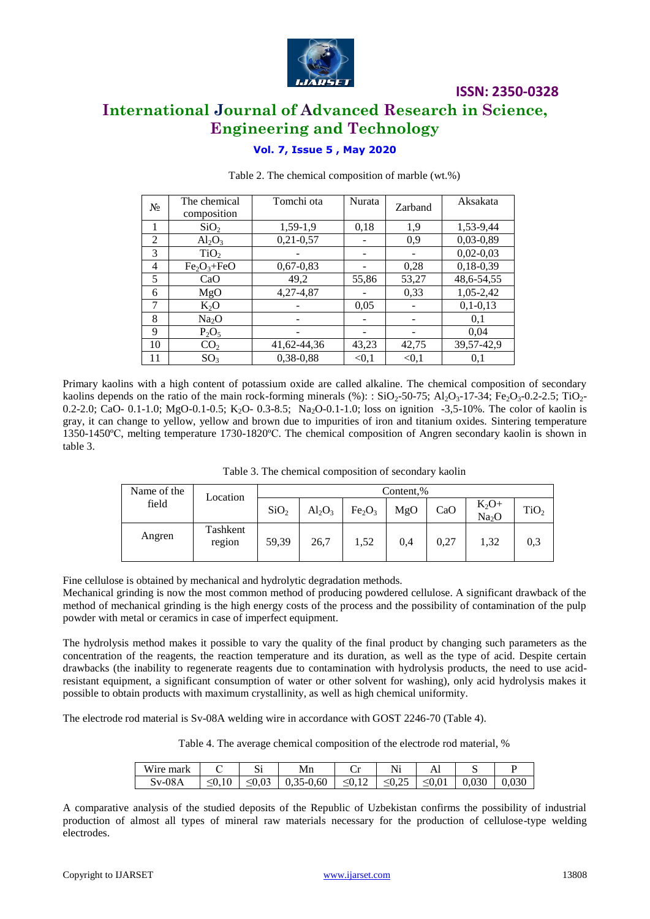Table 2. The chemical composition of marble (wt.%)

| № | The chemical composition | Tomchi ota | Nurata | Zarband | Aksakata |
|---|---|---|---|---|---|
| 1 | $SiO_2$ | 1,59-1,9 | 0,18 | 1,9 | 1,53-9,44 |
| 2 | $Al_2O_3$ | 0,21-0,57 | - | 0,9 | 0,03-0,89 |
| 3 | $TiO_2$ | - | - | - | 0,02-0,03 |
| 4 | $Fe_2O_3$+FeO | 0,67-0,83 | - | 0,28 | 0,18-0,39 |
| 5 | CaO | 49,2 | 55,86 | 53,27 | 48,6-54,55 |
| 6 | MgO | 4,27-4,87 | - | 0,33 | 1,05-2,42 |
| 7 | $K_2O$ | - | 0,05 | - | 0,1-0,13 |
| 8 | $Na_2O$ | - | - | - | 0,1 |
| 9 | $P_2O_5$ | - | - | - | 0,04 |
| 10 | $CO_2$ | 41,62-44,36 | 43,23 | 42,75 | 39,57-42,9 |
| 11 | $SO_3$ | 0,38-0,88 | <0,1 | <0,1 | 0,1 |

Primary kaolins with a high content of potassium oxide are called alkaline. The chemical composition of secondary kaolins depends on the ratio of the main rock-forming minerals (%): : $SiO_2$-50-75; $Al_2O_3$-17-34; $Fe_2O_3$-0.2-2.5; $TiO_2$-0.2-2.0; CaO- 0.1-1.0; MgO-0.1-0.5; $K_2O$- 0.3-8.5; $Na_2O$-0.1-1.0; loss on ignition -3,5-10%. The color of kaolin is gray, it can change to yellow, yellow and brown due to impurities of iron and titanium oxides. Sintering temperature 1350-1450ºC, melting temperature 1730-1820ºC. The chemical composition of Angren secondary kaolin is shown in table 3.

Table 3. The chemical composition of secondary kaolin

| Name of the field | Location | Content,% | | | | | | |
|---|---|---|---|---|---|---|---|---|
| | | $SiO_2$ | $Al_2O_3$ | $Fe_2O_3$ | MgO | CaO | $K_2O$+ $Na_2O$ | $TiO_2$ |
| Angren | Tashkent region | 59,39 | 26,7 | 1,52 | 0,4 | 0,27 | 1,32 | 0,3 |

Fine cellulose is obtained by mechanical and hydrolytic degradation methods.

Mechanical grinding is now the most common method of producing powdered cellulose. A significant drawback of the method of mechanical grinding is the high energy costs of the process and the possibility of contamination of the pulp powder with metal or ceramics in case of imperfect equipment.

The hydrolysis method makes it possible to vary the quality of the final product by changing such parameters as the concentration of the reagents, the reaction temperature and its duration, as well as the type of acid. Despite certain drawbacks (the inability to regenerate reagents due to contamination with hydrolysis products, the need to use acid-resistant equipment, a significant consumption of water or other solvent for washing), only acid hydrolysis makes it possible to obtain products with maximum crystallinity, as well as high chemical uniformity.

The electrode rod material is Sv-08A welding wire in accordance with GOST 2246-70 (Table 4).

Table 4. The average chemical composition of the electrode rod material, %

| Wire mark | C | Si | Mn | Cr | Ni | Al | S | P |
|---|---|---|---|---|---|---|---|---|
| Sv-08A | ≤0,10 | ≤0,03 | 0,35-0,60 | ≤0,12 | ≤0,25 | ≤0,01 | 0,030 | 0,030 |

A comparative analysis of the studied deposits of the Republic of Uzbekistan confirms the possibility of industrial production of almost all types of mineral raw materials necessary for the production of cellulose-type welding electrodes.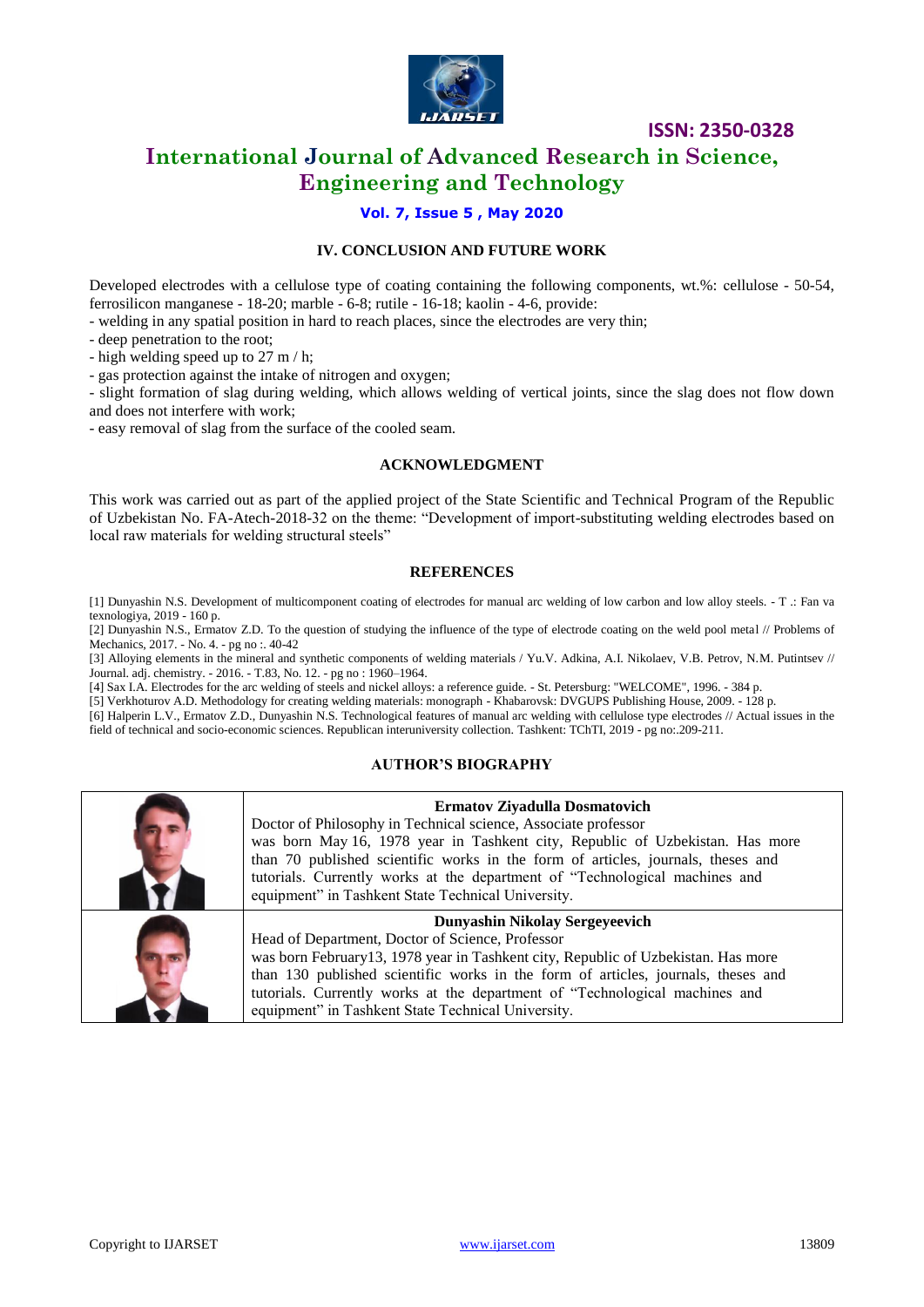## IV. CONCLUSION AND FUTURE WORK

Developed electrodes with a cellulose type of coating containing the following components, wt.%: cellulose - 50-54, ferrosilicon manganese - 18-20; marble - 6-8; rutile - 16-18; kaolin - 4-6, provide:

- welding in any spatial position in hard to reach places, since the electrodes are very thin;
- deep penetration to the root;
- high welding speed up to 27 m / h;
- gas protection against the intake of nitrogen and oxygen;
- slight formation of slag during welding, which allows welding of vertical joints, since the slag does not flow down and does not interfere with work;
- easy removal of slag from the surface of the cooled seam.

## ACKNOWLEDGMENT

This work was carried out as part of the applied project of the State Scientific and Technical Program of the Republic of Uzbekistan No. FA-Atech-2018-32 on the theme: "Development of import-substituting welding electrodes based on local raw materials for welding structural steels"

## REFERENCES

[1] Dunyashin N.S. Development of multicomponent coating of electrodes for manual arc welding of low carbon and low alloy steels. - T .: Fan va texnologiya, 2019 - 160 p.

[2] Dunyashin N.S., Ermatov Z.D. To the question of studying the influence of the type of electrode coating on the weld pool metal // Problems of Mechanics, 2017. - No. 4. - pg no :. 40-42

[3] Alloying elements in the mineral and synthetic components of welding materials / Yu.V. Adkina, A.I. Nikolaev, V.B. Petrov, N.M. Putintsev // Journal. adj. chemistry. - 2016. - T.83, No. 12. - pg no : 1960–1964.

[4] Sax I.A. Electrodes for the arc welding of steels and nickel alloys: a reference guide. - St. Petersburg: "WELCOME", 1996. - 384 p.

[5] Verkhoturov A.D. Methodology for creating welding materials: monograph - Khabarovsk: DVGUPS Publishing House, 2009. - 128 p.

[6] Halperin L.V., Ermatov Z.D., Dunyashin N.S. Technological features of manual arc welding with cellulose type electrodes // Actual issues in the field of technical and socio-economic sciences. Republican interuniversity collection. Tashkent: TChTI, 2019 - pg no:.209-211.

## AUTHOR'S BIOGRAPHY

| | |
|---|---|
| | **Ermatov Ziyadulla Dosmatovich**<br>Doctor of Philosophy in Technical science, Associate professor was born May 16, 1978 year in Tashkent city, Republic of Uzbekistan. Has more than 70 published scientific works in the form of articles, journals, theses and tutorials. Currently works at the department of "Technological machines and equipment" in Tashkent State Technical University. |
| | **Dunyashin Nikolay Sergeyeevich**<br>Head of Department, Doctor of Science, Professor was born February13, 1978 year in Tashkent city, Republic of Uzbekistan. Has more than 130 published scientific works in the form of articles, journals, theses and tutorials. Currently works at the department of "Technological machines and equipment" in Tashkent State Technical University. |